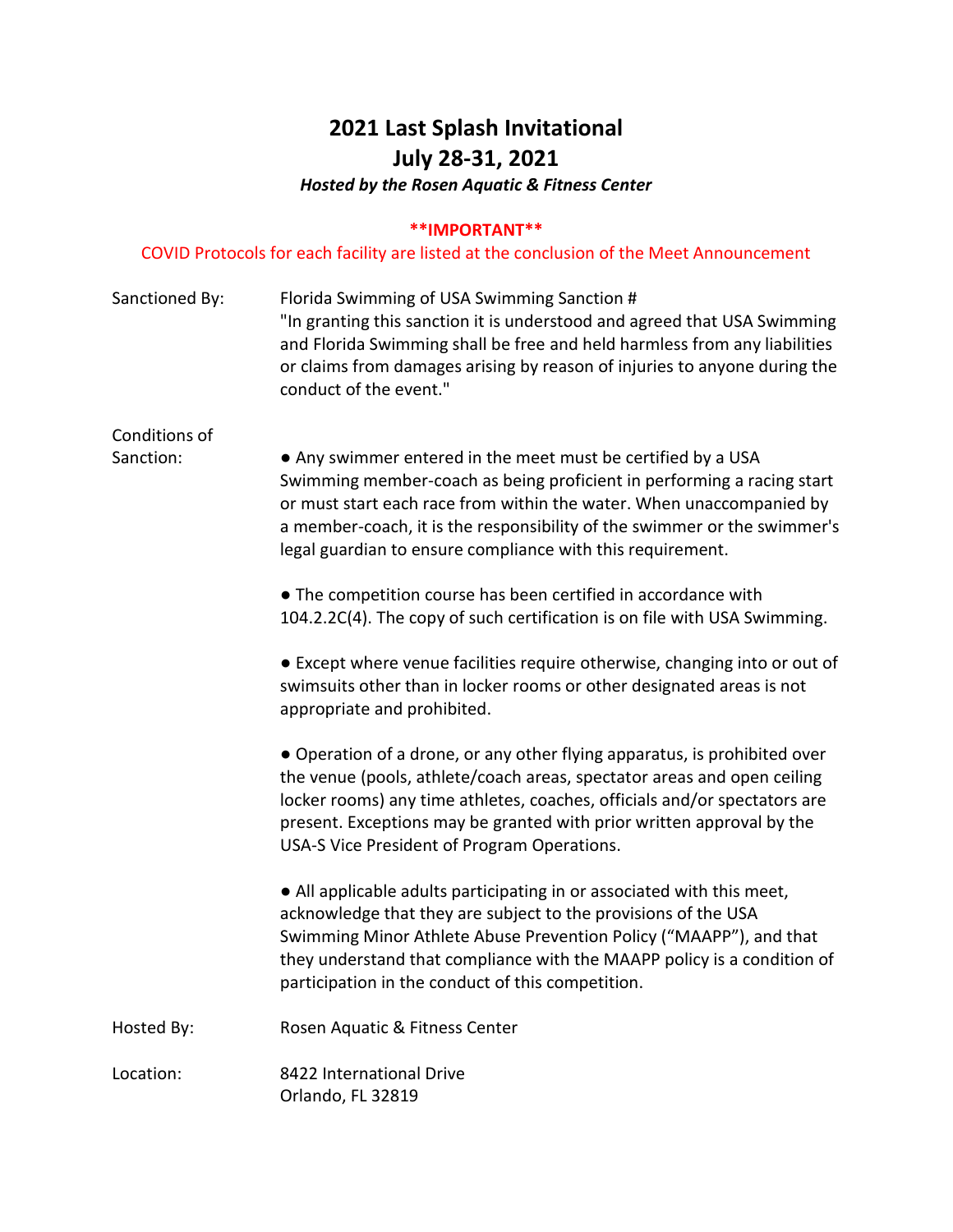# 2021 Last Splash Invitational
# July 28-31, 2021

*Hosted by the Rosen Aquatic & Fitness Center*

**\*\*IMPORTANT\*\***

COVID Protocols for each facility are listed at the conclusion of the Meet Announcement

**Sanctioned By:** Florida Swimming of USA Swimming Sanction #
"In granting this sanction it is understood and agreed that USA Swimming and Florida Swimming shall be free and held harmless from any liabilities or claims from damages arising by reason of injuries to anyone during the conduct of the event."

**Conditions of Sanction:**

- Any swimmer entered in the meet must be certified by a USA Swimming member-coach as being proficient in performing a racing start or must start each race from within the water. When unaccompanied by a member-coach, it is the responsibility of the swimmer or the swimmer's legal guardian to ensure compliance with this requirement.

- The competition course has been certified in accordance with 104.2.2C(4). The copy of such certification is on file with USA Swimming.

- Except where venue facilities require otherwise, changing into or out of swimsuits other than in locker rooms or other designated areas is not appropriate and prohibited.

- Operation of a drone, or any other flying apparatus, is prohibited over the venue (pools, athlete/coach areas, spectator areas and open ceiling locker rooms) any time athletes, coaches, officials and/or spectators are present. Exceptions may be granted with prior written approval by the USA-S Vice President of Program Operations.

- All applicable adults participating in or associated with this meet, acknowledge that they are subject to the provisions of the USA Swimming Minor Athlete Abuse Prevention Policy ("MAAPP"), and that they understand that compliance with the MAAPP policy is a condition of participation in the conduct of this competition.

**Hosted By:** Rosen Aquatic & Fitness Center

**Location:** 8422 International Drive
Orlando, FL 32819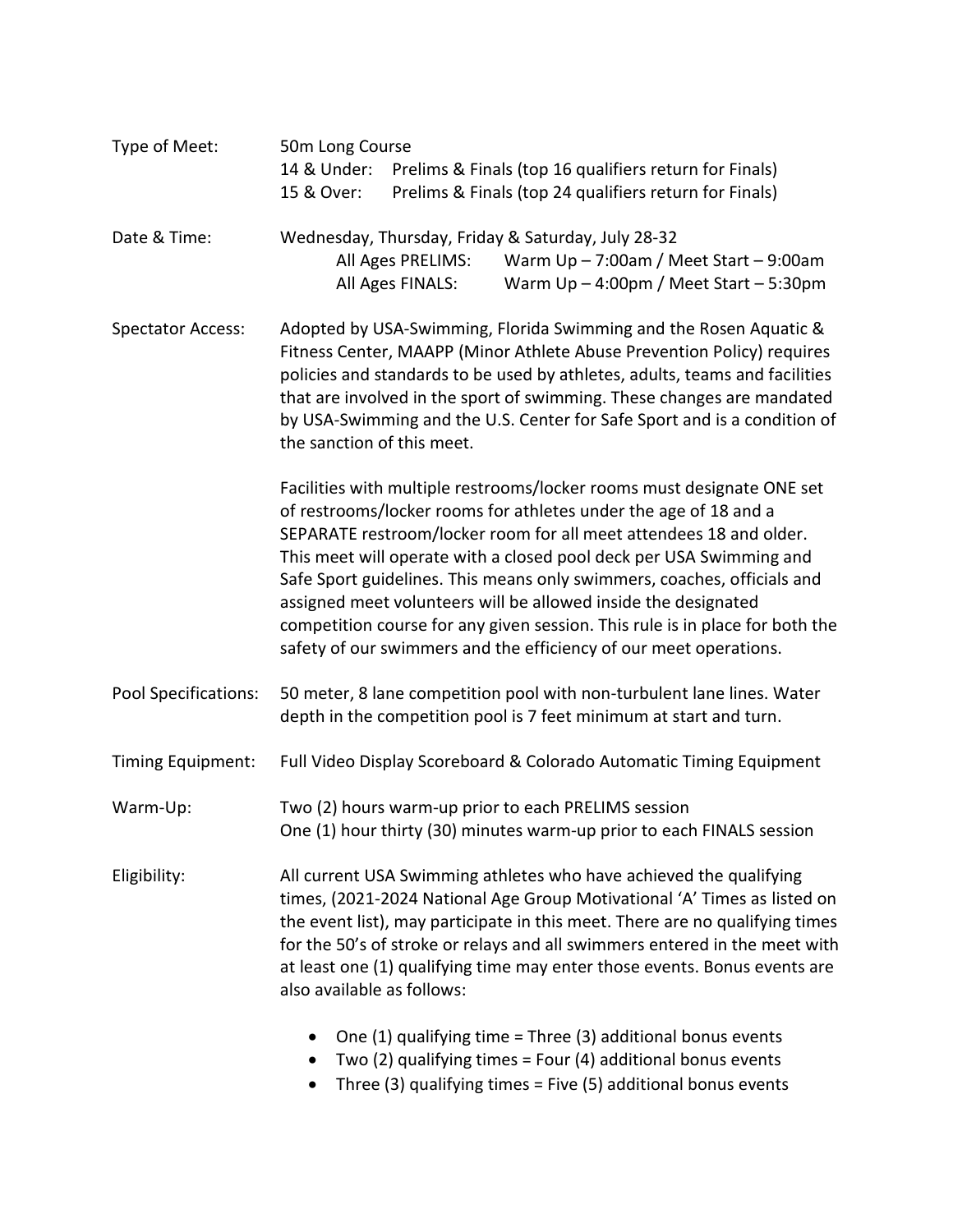**Type of Meet:** 50m Long Course

14 & Under: Prelims & Finals (top 16 qualifiers return for Finals)
15 & Over: Prelims & Finals (top 24 qualifiers return for Finals)

**Date & Time:** Wednesday, Thursday, Friday & Saturday, July 28-32

All Ages PRELIMS: Warm Up – 7:00am / Meet Start – 9:00am
All Ages FINALS: Warm Up – 4:00pm / Meet Start – 5:30pm

**Spectator Access:** Adopted by USA-Swimming, Florida Swimming and the Rosen Aquatic & Fitness Center, MAAPP (Minor Athlete Abuse Prevention Policy) requires policies and standards to be used by athletes, adults, teams and facilities that are involved in the sport of swimming. These changes are mandated by USA-Swimming and the U.S. Center for Safe Sport and is a condition of the sanction of this meet.

Facilities with multiple restrooms/locker rooms must designate ONE set of restrooms/locker rooms for athletes under the age of 18 and a SEPARATE restroom/locker room for all meet attendees 18 and older. This meet will operate with a closed pool deck per USA Swimming and Safe Sport guidelines. This means only swimmers, coaches, officials and assigned meet volunteers will be allowed inside the designated competition course for any given session. This rule is in place for both the safety of our swimmers and the efficiency of our meet operations.

**Pool Specifications:** 50 meter, 8 lane competition pool with non-turbulent lane lines. Water depth in the competition pool is 7 feet minimum at start and turn.

**Timing Equipment:** Full Video Display Scoreboard & Colorado Automatic Timing Equipment

**Warm-Up:** Two (2) hours warm-up prior to each PRELIMS session
One (1) hour thirty (30) minutes warm-up prior to each FINALS session

**Eligibility:** All current USA Swimming athletes who have achieved the qualifying times, (2021-2024 National Age Group Motivational 'A' Times as listed on the event list), may participate in this meet. There are no qualifying times for the 50's of stroke or relays and all swimmers entered in the meet with at least one (1) qualifying time may enter those events. Bonus events are also available as follows:

- One (1) qualifying time = Three (3) additional bonus events
- Two (2) qualifying times = Four (4) additional bonus events
- Three (3) qualifying times = Five (5) additional bonus events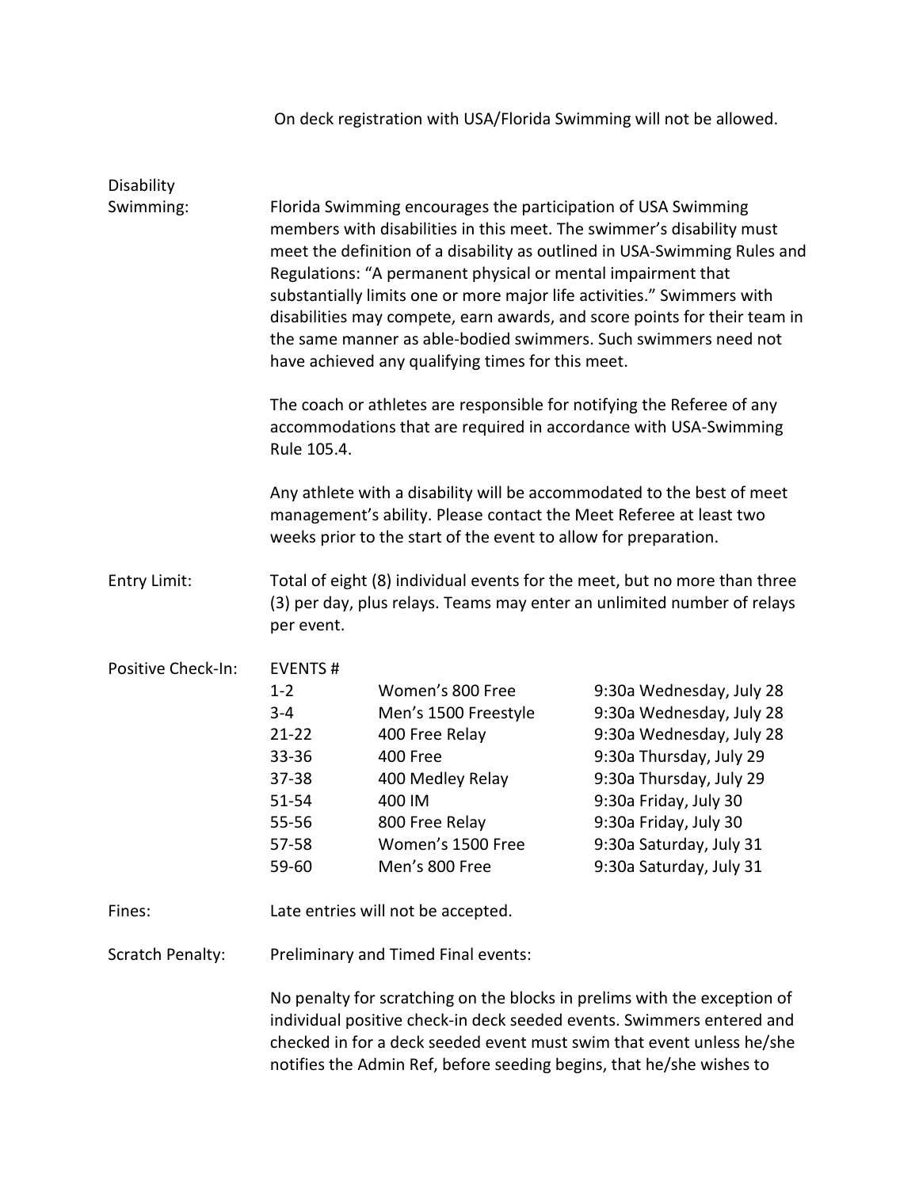On deck registration with USA/Florida Swimming will not be allowed.

**Disability Swimming:** Florida Swimming encourages the participation of USA Swimming members with disabilities in this meet. The swimmer's disability must meet the definition of a disability as outlined in USA-Swimming Rules and Regulations: "A permanent physical or mental impairment that substantially limits one or more major life activities." Swimmers with disabilities may compete, earn awards, and score points for their team in the same manner as able-bodied swimmers. Such swimmers need not have achieved any qualifying times for this meet.

The coach or athletes are responsible for notifying the Referee of any accommodations that are required in accordance with USA-Swimming Rule 105.4.

Any athlete with a disability will be accommodated to the best of meet management's ability. Please contact the Meet Referee at least two weeks prior to the start of the event to allow for preparation.

**Entry Limit:** Total of eight (8) individual events for the meet, but no more than three (3) per day, plus relays. Teams may enter an unlimited number of relays per event.

**Positive Check-In:**

| EVENTS # | | |
|---|---|---|
| 1-2 | Women's 800 Free | 9:30a Wednesday, July 28 |
| 3-4 | Men's 1500 Freestyle | 9:30a Wednesday, July 28 |
| 21-22 | 400 Free Relay | 9:30a Wednesday, July 28 |
| 33-36 | 400 Free | 9:30a Thursday, July 29 |
| 37-38 | 400 Medley Relay | 9:30a Thursday, July 29 |
| 51-54 | 400 IM | 9:30a Friday, July 30 |
| 55-56 | 800 Free Relay | 9:30a Friday, July 30 |
| 57-58 | Women's 1500 Free | 9:30a Saturday, July 31 |
| 59-60 | Men's 800 Free | 9:30a Saturday, July 31 |

**Fines:** Late entries will not be accepted.

**Scratch Penalty:** Preliminary and Timed Final events:

No penalty for scratching on the blocks in prelims with the exception of individual positive check-in deck seeded events. Swimmers entered and checked in for a deck seeded event must swim that event unless he/she notifies the Admin Ref, before seeding begins, that he/she wishes to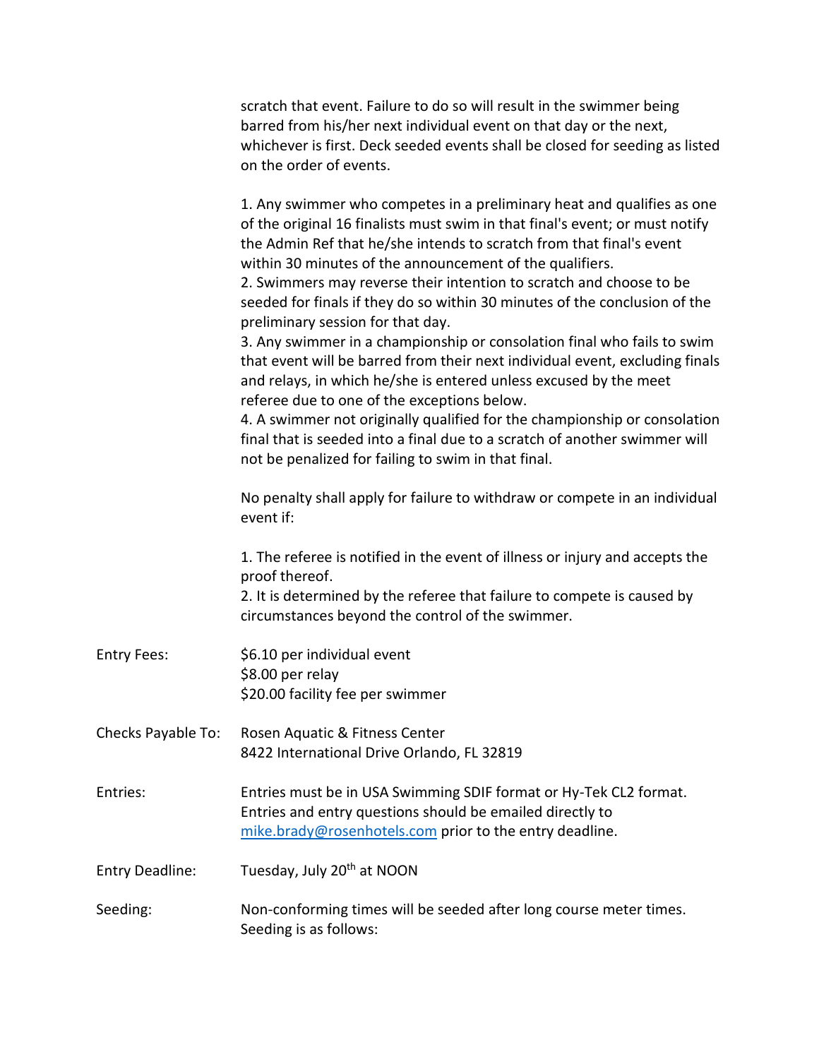scratch that event. Failure to do so will result in the swimmer being barred from his/her next individual event on that day or the next, whichever is first. Deck seeded events shall be closed for seeding as listed on the order of events.

1. Any swimmer who competes in a preliminary heat and qualifies as one of the original 16 finalists must swim in that final's event; or must notify the Admin Ref that he/she intends to scratch from that final's event within 30 minutes of the announcement of the qualifiers.
2. Swimmers may reverse their intention to scratch and choose to be seeded for finals if they do so within 30 minutes of the conclusion of the preliminary session for that day.
3. Any swimmer in a championship or consolation final who fails to swim that event will be barred from their next individual event, excluding finals and relays, in which he/she is entered unless excused by the meet referee due to one of the exceptions below.
4. A swimmer not originally qualified for the championship or consolation final that is seeded into a final due to a scratch of another swimmer will not be penalized for failing to swim in that final.

No penalty shall apply for failure to withdraw or compete in an individual event if:

1. The referee is notified in the event of illness or injury and accepts the proof thereof.
2. It is determined by the referee that failure to compete is caused by circumstances beyond the control of the swimmer.

**Entry Fees:** $6.10 per individual event
$8.00 per relay
$20.00 facility fee per swimmer

**Checks Payable To:** Rosen Aquatic & Fitness Center
8422 International Drive Orlando, FL 32819

**Entries:** Entries must be in USA Swimming SDIF format or Hy-Tek CL2 format. Entries and entry questions should be emailed directly to mike.brady@rosenhotels.com prior to the entry deadline.

**Entry Deadline:** Tuesday, July 20th at NOON

**Seeding:** Non-conforming times will be seeded after long course meter times. Seeding is as follows: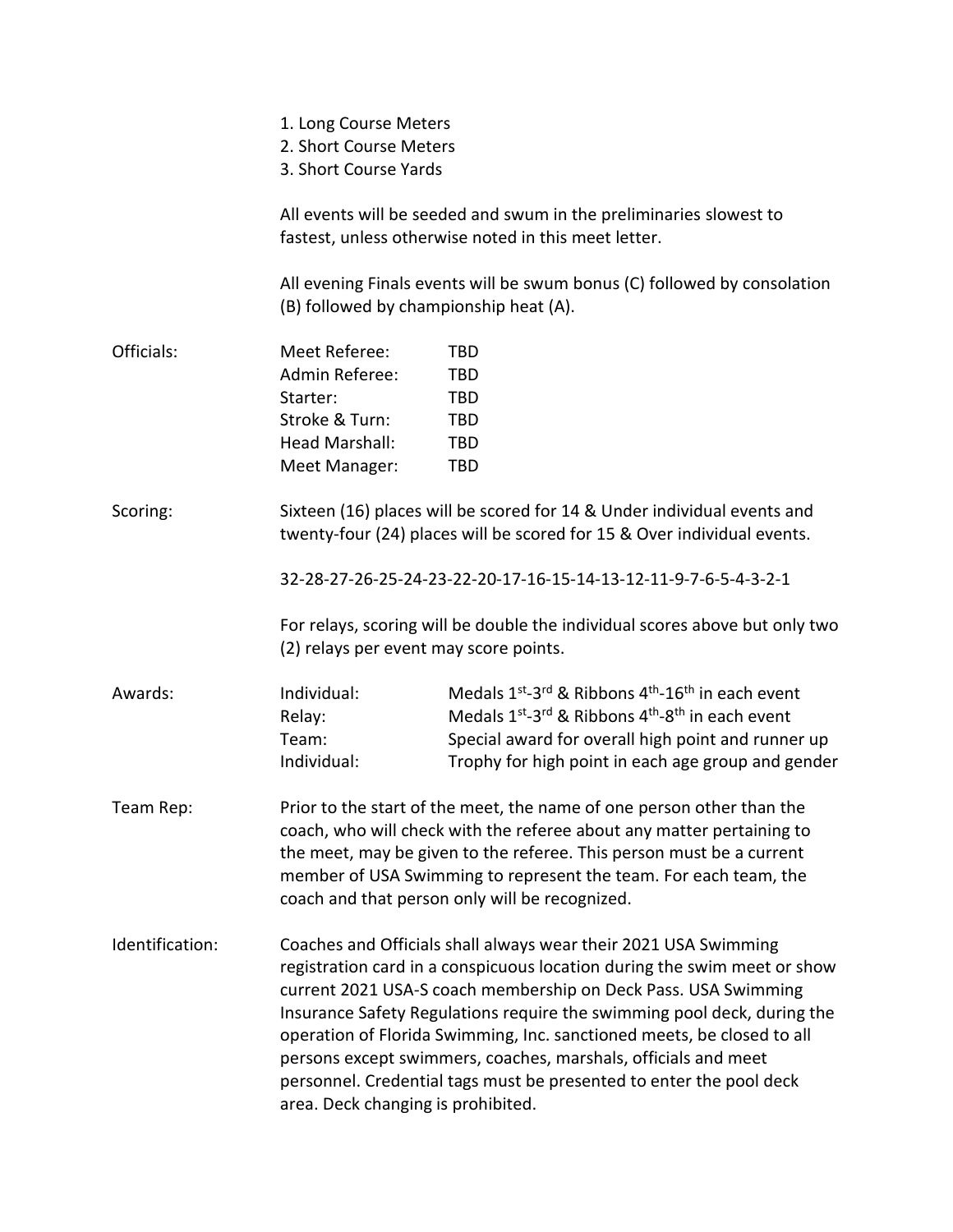1. Long Course Meters
2. Short Course Meters
3. Short Course Yards

All events will be seeded and swum in the preliminaries slowest to fastest, unless otherwise noted in this meet letter.

All evening Finals events will be swum bonus (C) followed by consolation (B) followed by championship heat (A).

**Officials:**

| | |
|---|---|
| Meet Referee: | TBD |
| Admin Referee: | TBD |
| Starter: | TBD |
| Stroke & Turn: | TBD |
| Head Marshall: | TBD |
| Meet Manager: | TBD |

**Scoring:** Sixteen (16) places will be scored for 14 & Under individual events and twenty-four (24) places will be scored for 15 & Over individual events.

32-28-27-26-25-24-23-22-20-17-16-15-14-13-12-11-9-7-6-5-4-3-2-1

For relays, scoring will be double the individual scores above but only two (2) relays per event may score points.

**Awards:**

| | |
|---|---|
| Individual: | Medals 1st-3rd & Ribbons 4th-16th in each event |
| Relay: | Medals 1st-3rd & Ribbons 4th-8th in each event |
| Team: | Special award for overall high point and runner up |
| Individual: | Trophy for high point in each age group and gender |

**Team Rep:** Prior to the start of the meet, the name of one person other than the coach, who will check with the referee about any matter pertaining to the meet, may be given to the referee. This person must be a current member of USA Swimming to represent the team. For each team, the coach and that person only will be recognized.

**Identification:** Coaches and Officials shall always wear their 2021 USA Swimming registration card in a conspicuous location during the swim meet or show current 2021 USA-S coach membership on Deck Pass. USA Swimming Insurance Safety Regulations require the swimming pool deck, during the operation of Florida Swimming, Inc. sanctioned meets, be closed to all persons except swimmers, coaches, marshals, officials and meet personnel. Credential tags must be presented to enter the pool deck area. Deck changing is prohibited.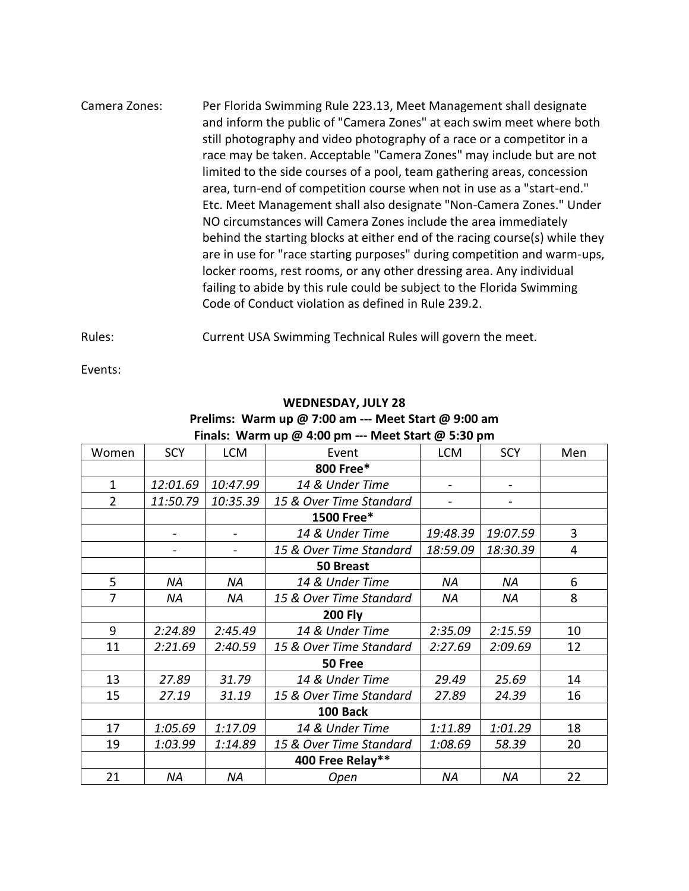Camera Zones: Per Florida Swimming Rule 223.13, Meet Management shall designate and inform the public of "Camera Zones" at each swim meet where both still photography and video photography of a race or a competitor in a race may be taken. Acceptable "Camera Zones" may include but are not limited to the side courses of a pool, team gathering areas, concession area, turn-end of competition course when not in use as a "start-end." Etc. Meet Management shall also designate "Non-Camera Zones." Under NO circumstances will Camera Zones include the area immediately behind the starting blocks at either end of the racing course(s) while they are in use for "race starting purposes" during competition and warm-ups, locker rooms, rest rooms, or any other dressing area. Any individual failing to abide by this rule could be subject to the Florida Swimming Code of Conduct violation as defined in Rule 239.2.

Rules: Current USA Swimming Technical Rules will govern the meet.

Events:

**WEDNESDAY, JULY 28**
**Prelims: Warm up @ 7:00 am --- Meet Start @ 9:00 am**
**Finals: Warm up @ 4:00 pm --- Meet Start @ 5:30 pm**

| Women | SCY | LCM | Event | LCM | SCY | Men |
|---|---|---|---|---|---|---|
| | | | **800 Free*** | | | |
| 1 | *12:01.69* | *10:47.99* | *14 & Under Time* | - | - | |
| 2 | *11:50.79* | *10:35.39* | *15 & Over Time Standard* | - | - | |
| | | | **1500 Free*** | | | |
| | - | - | *14 & Under Time* | *19:48.39* | *19:07.59* | 3 |
| | - | - | *15 & Over Time Standard* | *18:59.09* | *18:30.39* | 4 |
| | | | **50 Breast** | | | |
| 5 | *NA* | *NA* | *14 & Under Time* | *NA* | *NA* | 6 |
| 7 | *NA* | *NA* | *15 & Over Time Standard* | *NA* | *NA* | 8 |
| | | | **200 Fly** | | | |
| 9 | *2:24.89* | *2:45.49* | *14 & Under Time* | *2:35.09* | *2:15.59* | 10 |
| 11 | *2:21.69* | *2:40.59* | *15 & Over Time Standard* | *2:27.69* | *2:09.69* | 12 |
| | | | **50 Free** | | | |
| 13 | *27.89* | *31.79* | *14 & Under Time* | *29.49* | *25.69* | 14 |
| 15 | *27.19* | *31.19* | *15 & Over Time Standard* | *27.89* | *24.39* | 16 |
| | | | **100 Back** | | | |
| 17 | *1:05.69* | *1:17.09* | *14 & Under Time* | *1:11.89* | *1:01.29* | 18 |
| 19 | *1:03.99* | *1:14.89* | *15 & Over Time Standard* | *1:08.69* | *58.39* | 20 |
| | | | **400 Free Relay**** | | | |
| 21 | *NA* | *NA* | *Open* | *NA* | *NA* | 22 |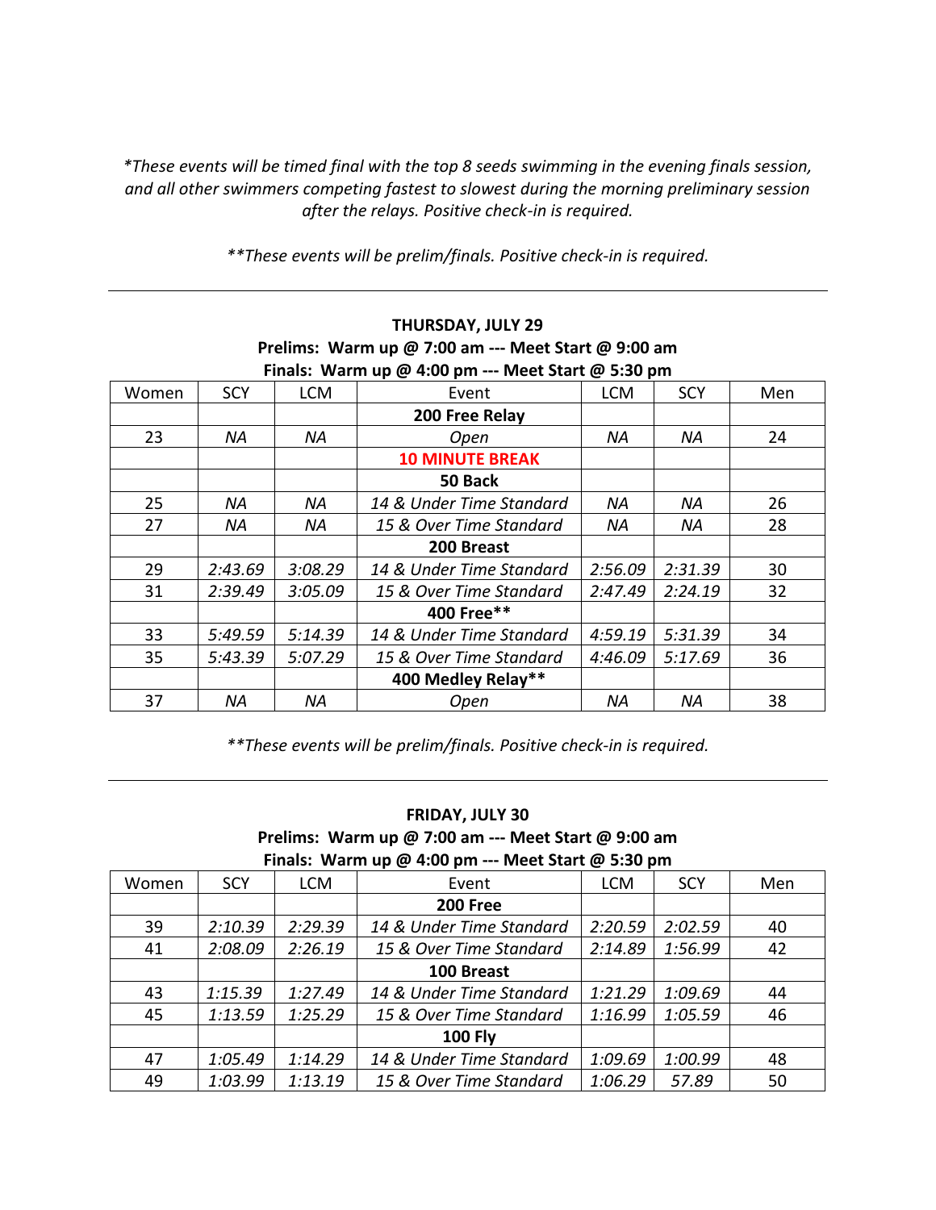*\*These events will be timed final with the top 8 seeds swimming in the evening finals session, and all other swimmers competing fastest to slowest during the morning preliminary session after the relays. Positive check-in is required.*

*\*\*These events will be prelim/finals. Positive check-in is required.*

---

**THURSDAY, JULY 29**
**Prelims: Warm up @ 7:00 am --- Meet Start @ 9:00 am**
**Finals: Warm up @ 4:00 pm --- Meet Start @ 5:30 pm**

| Women | SCY | LCM | Event | LCM | SCY | Men |
|---|---|---|---|---|---|---|
| | | | **200 Free Relay** | | | |
| 23 | *NA* | *NA* | *Open* | *NA* | *NA* | 24 |
| | | | **10 MINUTE BREAK** | | | |
| | | | **50 Back** | | | |
| 25 | *NA* | *NA* | *14 & Under Time Standard* | *NA* | *NA* | 26 |
| 27 | *NA* | *NA* | *15 & Over Time Standard* | *NA* | *NA* | 28 |
| | | | **200 Breast** | | | |
| 29 | *2:43.69* | *3:08.29* | *14 & Under Time Standard* | *2:56.09* | *2:31.39* | 30 |
| 31 | *2:39.49* | *3:05.09* | *15 & Over Time Standard* | *2:47.49* | *2:24.19* | 32 |
| | | | **400 Free\*\*** | | | |
| 33 | *5:49.59* | *5:14.39* | *14 & Under Time Standard* | *4:59.19* | *5:31.39* | 34 |
| 35 | *5:43.39* | *5:07.29* | *15 & Over Time Standard* | *4:46.09* | *5:17.69* | 36 |
| | | | **400 Medley Relay\*\*** | | | |
| 37 | *NA* | *NA* | *Open* | *NA* | *NA* | 38 |

*\*\*These events will be prelim/finals. Positive check-in is required.*

---

**FRIDAY, JULY 30**
**Prelims: Warm up @ 7:00 am --- Meet Start @ 9:00 am**
**Finals: Warm up @ 4:00 pm --- Meet Start @ 5:30 pm**

| Women | SCY | LCM | Event | LCM | SCY | Men |
|---|---|---|---|---|---|---|
| | | | **200 Free** | | | |
| 39 | *2:10.39* | *2:29.39* | *14 & Under Time Standard* | *2:20.59* | *2:02.59* | 40 |
| 41 | *2:08.09* | *2:26.19* | *15 & Over Time Standard* | *2:14.89* | *1:56.99* | 42 |
| | | | **100 Breast** | | | |
| 43 | *1:15.39* | *1:27.49* | *14 & Under Time Standard* | *1:21.29* | *1:09.69* | 44 |
| 45 | *1:13.59* | *1:25.29* | *15 & Over Time Standard* | *1:16.99* | *1:05.59* | 46 |
| | | | **100 Fly** | | | |
| 47 | *1:05.49* | *1:14.29* | *14 & Under Time Standard* | *1:09.69* | *1:00.99* | 48 |
| 49 | *1:03.99* | *1:13.19* | *15 & Over Time Standard* | *1:06.29* | *57.89* | 50 |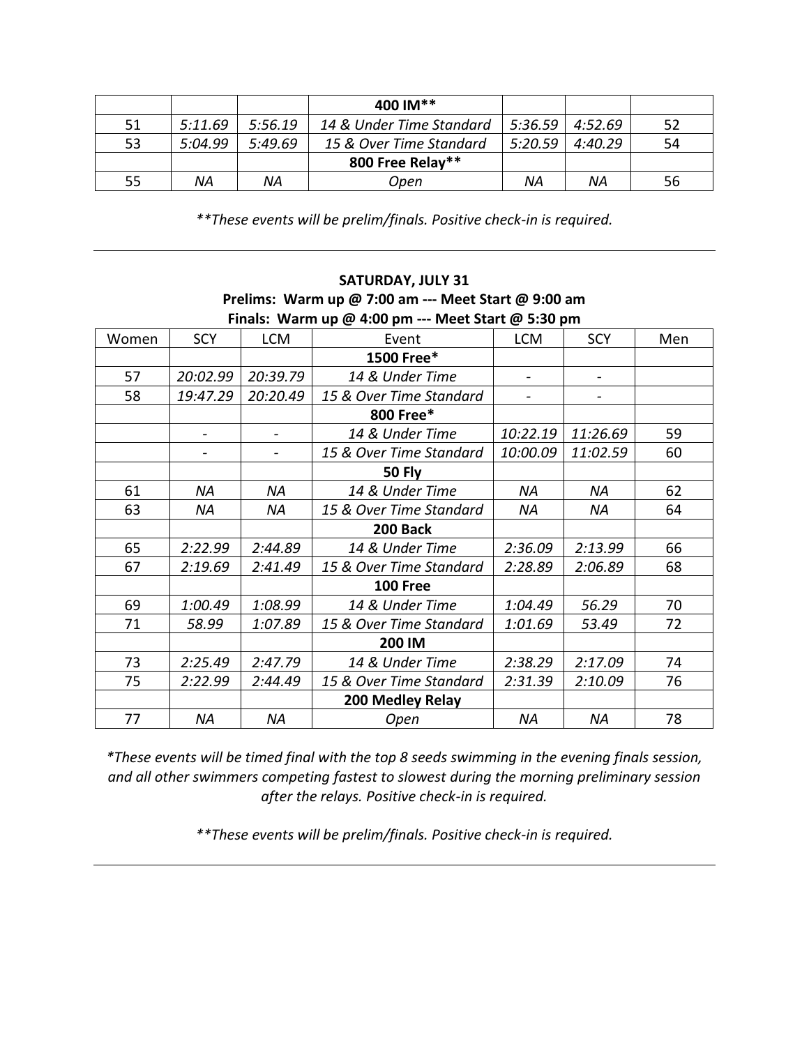| | | | | | | |
|---|---|---|---|---|---|---|
| | | | **400 IM**** | | | |
| 51 | *5:11.69* | *5:56.19* | *14 & Under Time Standard* | *5:36.59* | *4:52.69* | 52 |
| 53 | *5:04.99* | *5:49.69* | *15 & Over Time Standard* | *5:20.59* | *4:40.29* | 54 |
| | | | **800 Free Relay**** | | | |
| 55 | *NA* | *NA* | *Open* | *NA* | *NA* | 56 |

*\*\*These events will be prelim/finals. Positive check-in is required.*

---

**SATURDAY, JULY 31**
**Prelims: Warm up @ 7:00 am --- Meet Start @ 9:00 am**
**Finals: Warm up @ 4:00 pm --- Meet Start @ 5:30 pm**

| Women | SCY | LCM | Event | LCM | SCY | Men |
|---|---|---|---|---|---|---|
| | | | **1500 Free*** | | | |
| 57 | *20:02.99* | *20:39.79* | *14 & Under Time* | - | - | |
| 58 | *19:47.29* | *20:20.49* | *15 & Over Time Standard* | - | - | |
| | | | **800 Free*** | | | |
| | - | - | *14 & Under Time* | *10:22.19* | *11:26.69* | 59 |
| | - | - | *15 & Over Time Standard* | *10:00.09* | *11:02.59* | 60 |
| | | | **50 Fly** | | | |
| 61 | *NA* | *NA* | *14 & Under Time* | *NA* | *NA* | 62 |
| 63 | *NA* | *NA* | *15 & Over Time Standard* | *NA* | *NA* | 64 |
| | | | **200 Back** | | | |
| 65 | *2:22.99* | *2:44.89* | *14 & Under Time* | *2:36.09* | *2:13.99* | 66 |
| 67 | *2:19.69* | *2:41.49* | *15 & Over Time Standard* | *2:28.89* | *2:06.89* | 68 |
| | | | **100 Free** | | | |
| 69 | *1:00.49* | *1:08.99* | *14 & Under Time* | *1:04.49* | *56.29* | 70 |
| 71 | *58.99* | *1:07.89* | *15 & Over Time Standard* | *1:01.69* | *53.49* | 72 |
| | | | **200 IM** | | | |
| 73 | *2:25.49* | *2:47.79* | *14 & Under Time* | *2:38.29* | *2:17.09* | 74 |
| 75 | *2:22.99* | *2:44.49* | *15 & Over Time Standard* | *2:31.39* | *2:10.09* | 76 |
| | | | **200 Medley Relay** | | | |
| 77 | *NA* | *NA* | *Open* | *NA* | *NA* | 78 |

*\*These events will be timed final with the top 8 seeds swimming in the evening finals session, and all other swimmers competing fastest to slowest during the morning preliminary session after the relays. Positive check-in is required.*

*\*\*These events will be prelim/finals. Positive check-in is required.*

---